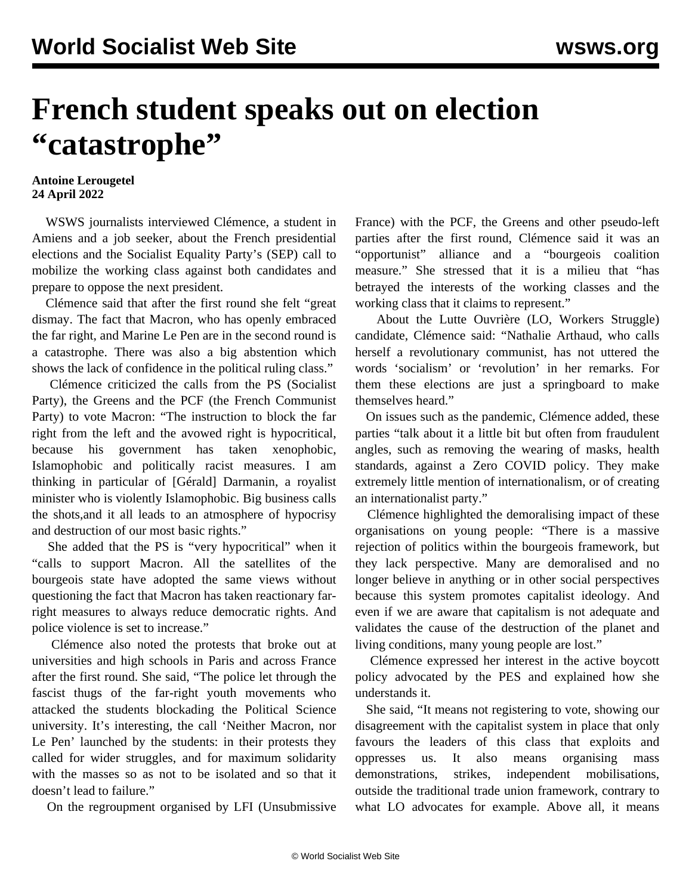# French student speaks out on election "catastrophe"

**Antoine Lerougetel**
**24 April 2022**

WSWS journalists interviewed Clémence, a student in Amiens and a job seeker, about the French presidential elections and the Socialist Equality Party's (SEP) call to mobilize the working class against both candidates and prepare to oppose the next president.

Clémence said that after the first round she felt "great dismay. The fact that Macron, who has openly embraced the far right, and Marine Le Pen are in the second round is a catastrophe. There was also a big abstention which shows the lack of confidence in the political ruling class."

Clémence criticized the calls from the PS (Socialist Party), the Greens and the PCF (the French Communist Party) to vote Macron: "The instruction to block the far right from the left and the avowed right is hypocritical, because his government has taken xenophobic, Islamophobic and politically racist measures. I am thinking in particular of [Gérald] Darmanin, a royalist minister who is violently Islamophobic. Big business calls the shots,and it all leads to an atmosphere of hypocrisy and destruction of our most basic rights."

She added that the PS is "very hypocritical" when it "calls to support Macron. All the satellites of the bourgeois state have adopted the same views without questioning the fact that Macron has taken reactionary far-right measures to always reduce democratic rights. And police violence is set to increase."

Clémence also noted the protests that broke out at universities and high schools in Paris and across France after the first round. She said, "The police let through the fascist thugs of the far-right youth movements who attacked the students blockading the Political Science university. It's interesting, the call 'Neither Macron, nor Le Pen' launched by the students: in their protests they called for wider struggles, and for maximum solidarity with the masses so as not to be isolated and so that it doesn't lead to failure."

On the regroupment organised by LFI (Unsubmissive France) with the PCF, the Greens and other pseudo-left parties after the first round, Clémence said it was an "opportunist" alliance and a "bourgeois coalition measure." She stressed that it is a milieu that "has betrayed the interests of the working classes and the working class that it claims to represent."

About the Lutte Ouvrière (LO, Workers Struggle) candidate, Clémence said: "Nathalie Arthaud, who calls herself a revolutionary communist, has not uttered the words 'socialism' or 'revolution' in her remarks. For them these elections are just a springboard to make themselves heard."

On issues such as the pandemic, Clémence added, these parties "talk about it a little bit but often from fraudulent angles, such as removing the wearing of masks, health standards, against a Zero COVID policy. They make extremely little mention of internationalism, or of creating an internationalist party."

Clémence highlighted the demoralising impact of these organisations on young people: "There is a massive rejection of politics within the bourgeois framework, but they lack perspective. Many are demoralised and no longer believe in anything or in other social perspectives because this system promotes capitalist ideology. And even if we are aware that capitalism is not adequate and validates the cause of the destruction of the planet and living conditions, many young people are lost."

Clémence expressed her interest in the active boycott policy advocated by the PES and explained how she understands it.

She said, "It means not registering to vote, showing our disagreement with the capitalist system in place that only favours the leaders of this class that exploits and oppresses us. It also means organising mass demonstrations, strikes, independent mobilisations, outside the traditional trade union framework, contrary to what LO advocates for example. Above all, it means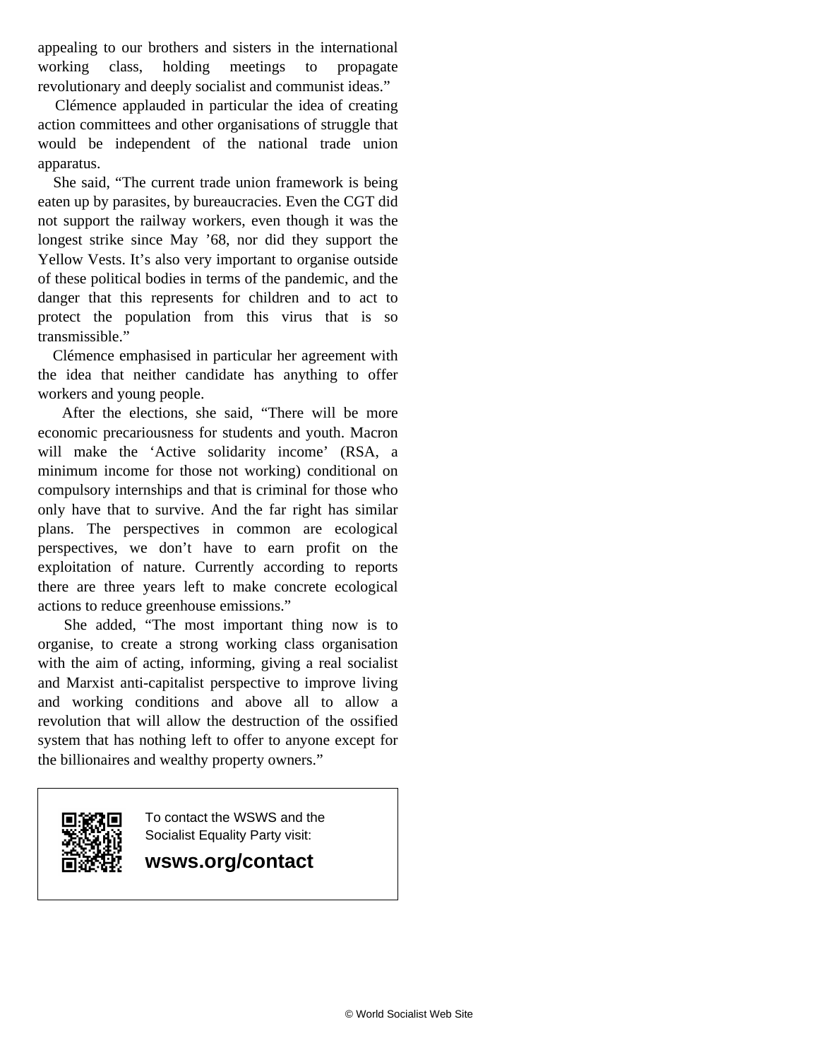appealing to our brothers and sisters in the international working class, holding meetings to propagate revolutionary and deeply socialist and communist ideas."

Clémence applauded in particular the idea of creating action committees and other organisations of struggle that would be independent of the national trade union apparatus.

She said, "The current trade union framework is being eaten up by parasites, by bureaucracies. Even the CGT did not support the railway workers, even though it was the longest strike since May '68, nor did they support the Yellow Vests. It's also very important to organise outside of these political bodies in terms of the pandemic, and the danger that this represents for children and to act to protect the population from this virus that is so transmissible."

Clémence emphasised in particular her agreement with the idea that neither candidate has anything to offer workers and young people.

After the elections, she said, "There will be more economic precariousness for students and youth. Macron will make the 'Active solidarity income' (RSA, a minimum income for those not working) conditional on compulsory internships and that is criminal for those who only have that to survive. And the far right has similar plans. The perspectives in common are ecological perspectives, we don't have to earn profit on the exploitation of nature. Currently according to reports there are three years left to make concrete ecological actions to reduce greenhouse emissions."

She added, "The most important thing now is to organise, to create a strong working class organisation with the aim of acting, informing, giving a real socialist and Marxist anti-capitalist perspective to improve living and working conditions and above all to allow a revolution that will allow the destruction of the ossified system that has nothing left to offer to anyone except for the billionaires and wealthy property owners."

To contact the WSWS and the Socialist Equality Party visit:

**wsws.org/contact**